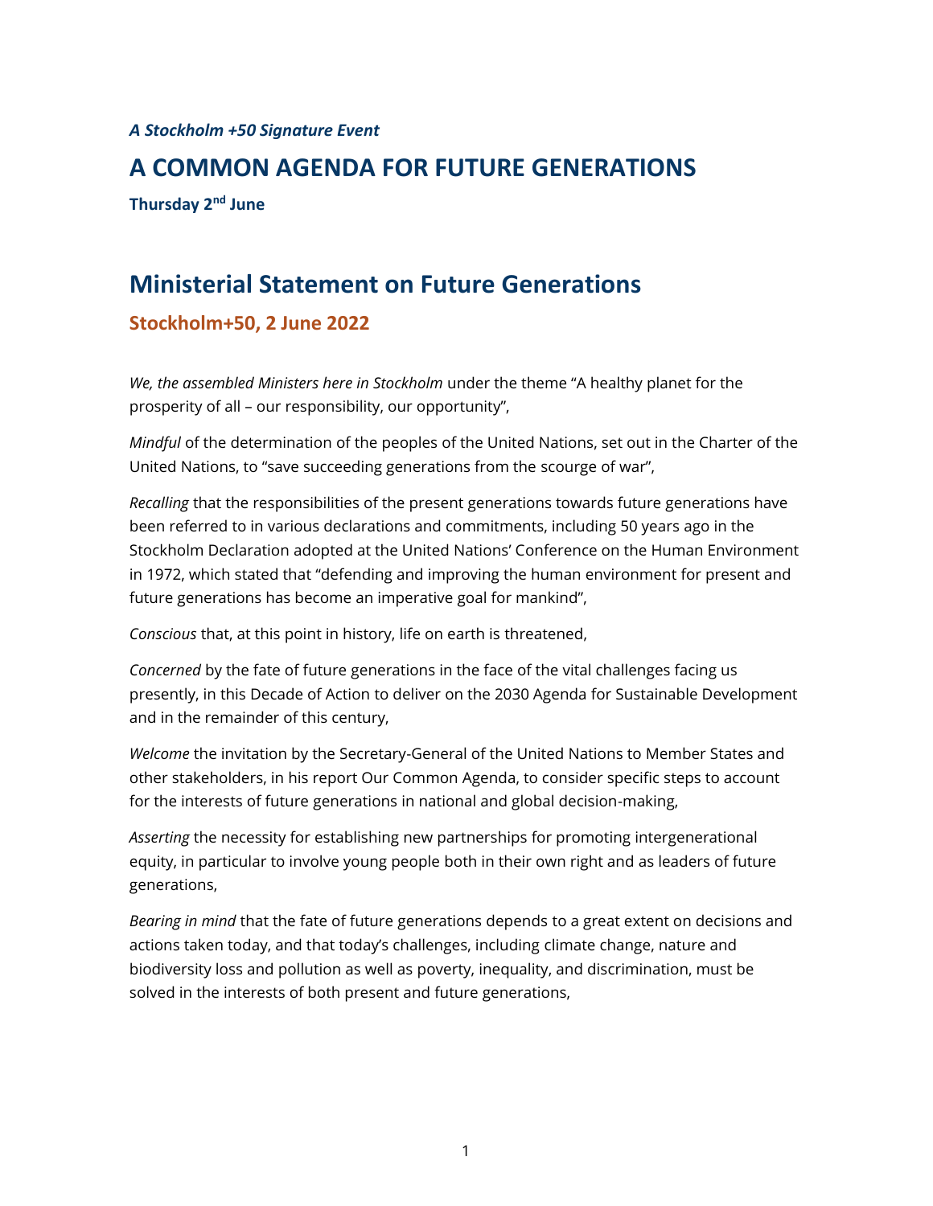*A Stockholm +50 Signature Event*

# A COMMON AGENDA FOR FUTURE GENERATIONS

**Thursday 2nd June**

## Ministerial Statement on Future Generations

### Stockholm+50, 2 June 2022

*We, the assembled Ministers here in Stockholm* under the theme "A healthy planet for the prosperity of all – our responsibility, our opportunity",

*Mindful* of the determination of the peoples of the United Nations, set out in the Charter of the United Nations, to "save succeeding generations from the scourge of war",

*Recalling* that the responsibilities of the present generations towards future generations have been referred to in various declarations and commitments, including 50 years ago in the Stockholm Declaration adopted at the United Nations' Conference on the Human Environment in 1972, which stated that "defending and improving the human environment for present and future generations has become an imperative goal for mankind",

*Conscious* that, at this point in history, life on earth is threatened,

*Concerned* by the fate of future generations in the face of the vital challenges facing us presently, in this Decade of Action to deliver on the 2030 Agenda for Sustainable Development and in the remainder of this century,

*Welcome* the invitation by the Secretary-General of the United Nations to Member States and other stakeholders, in his report Our Common Agenda, to consider specific steps to account for the interests of future generations in national and global decision-making,

*Asserting* the necessity for establishing new partnerships for promoting intergenerational equity, in particular to involve young people both in their own right and as leaders of future generations,

*Bearing in mind* that the fate of future generations depends to a great extent on decisions and actions taken today, and that today's challenges, including climate change, nature and biodiversity loss and pollution as well as poverty, inequality, and discrimination, must be solved in the interests of both present and future generations,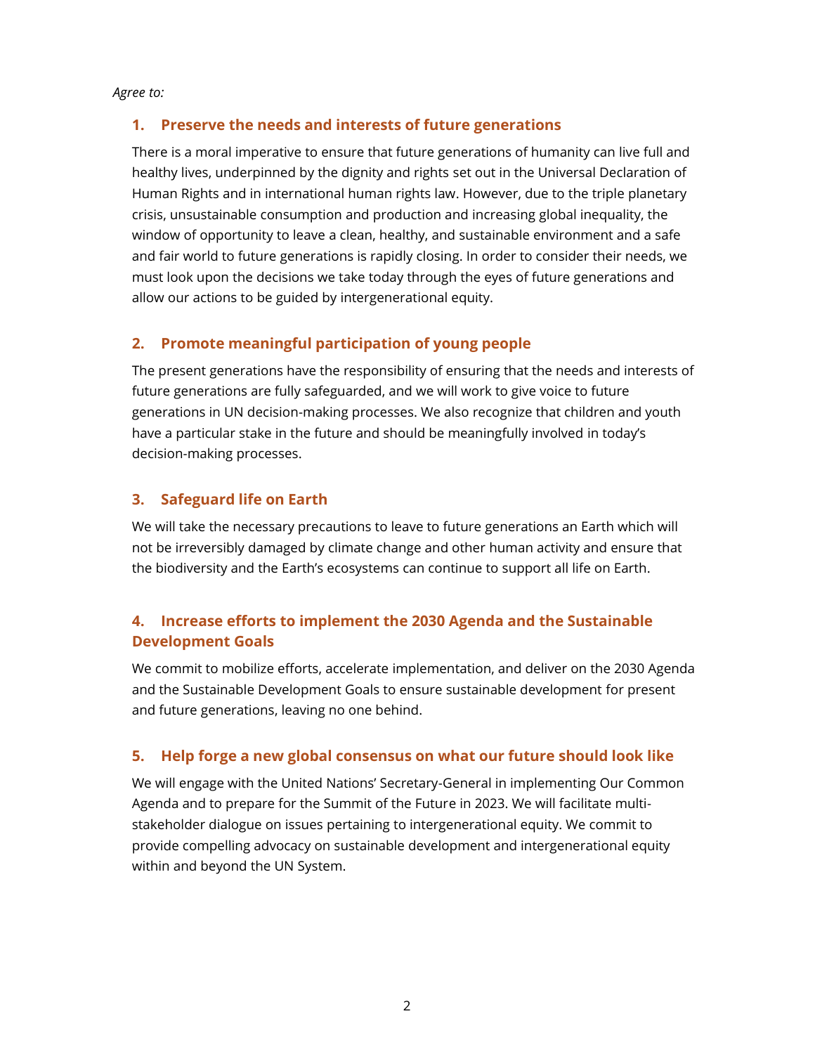*Agree to:*

## 1. Preserve the needs and interests of future generations

There is a moral imperative to ensure that future generations of humanity can live full and healthy lives, underpinned by the dignity and rights set out in the Universal Declaration of Human Rights and in international human rights law. However, due to the triple planetary crisis, unsustainable consumption and production and increasing global inequality, the window of opportunity to leave a clean, healthy, and sustainable environment and a safe and fair world to future generations is rapidly closing. In order to consider their needs, we must look upon the decisions we take today through the eyes of future generations and allow our actions to be guided by intergenerational equity.

## 2. Promote meaningful participation of young people

The present generations have the responsibility of ensuring that the needs and interests of future generations are fully safeguarded, and we will work to give voice to future generations in UN decision-making processes. We also recognize that children and youth have a particular stake in the future and should be meaningfully involved in today's decision-making processes.

## 3. Safeguard life on Earth

We will take the necessary precautions to leave to future generations an Earth which will not be irreversibly damaged by climate change and other human activity and ensure that the biodiversity and the Earth's ecosystems can continue to support all life on Earth.

## 4. Increase efforts to implement the 2030 Agenda and the Sustainable Development Goals

We commit to mobilize efforts, accelerate implementation, and deliver on the 2030 Agenda and the Sustainable Development Goals to ensure sustainable development for present and future generations, leaving no one behind.

## 5. Help forge a new global consensus on what our future should look like

We will engage with the United Nations' Secretary-General in implementing Our Common Agenda and to prepare for the Summit of the Future in 2023. We will facilitate multi-stakeholder dialogue on issues pertaining to intergenerational equity. We commit to provide compelling advocacy on sustainable development and intergenerational equity within and beyond the UN System.